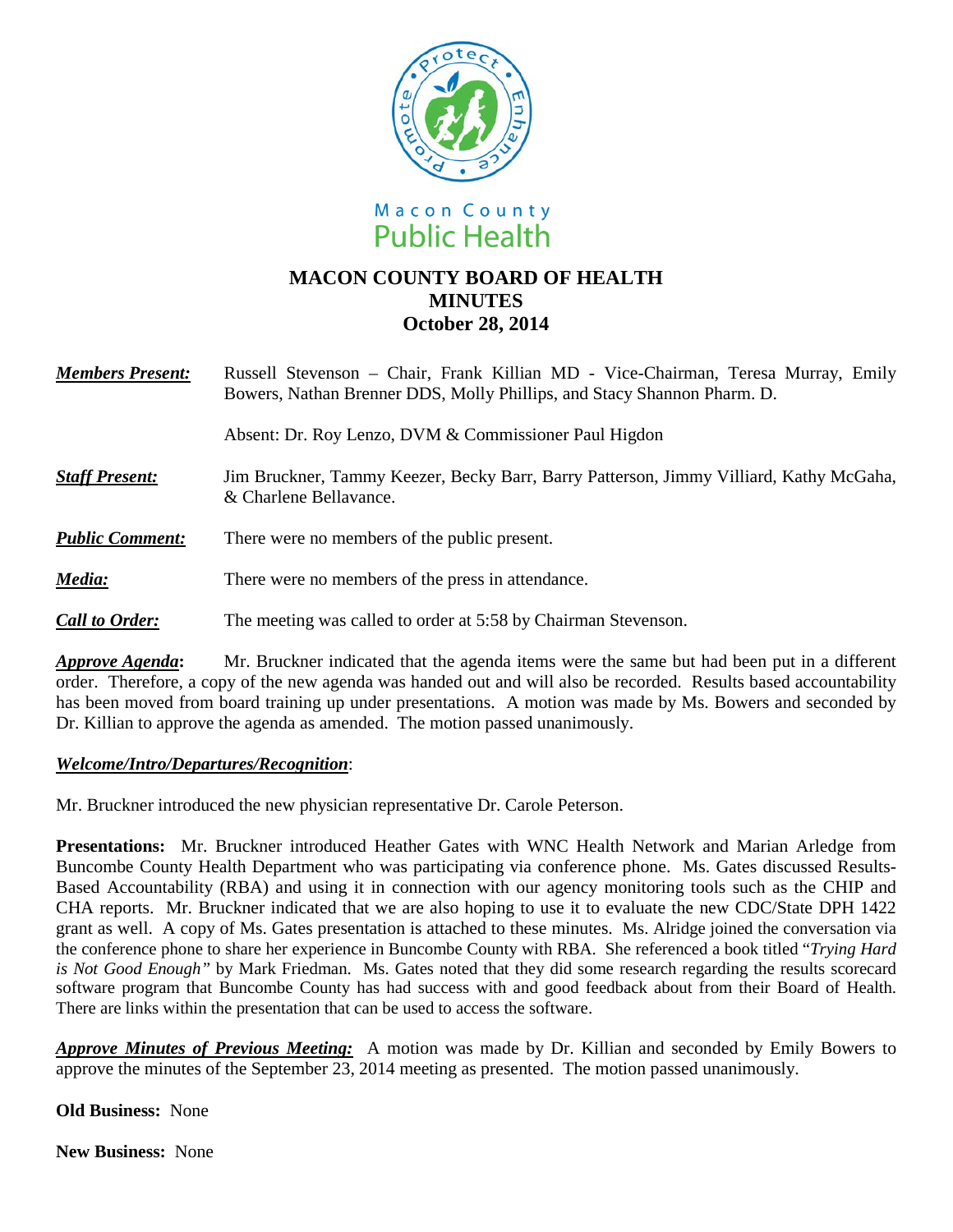Macon County Public Health

# MACON COUNTY BOARD OF HEALTH MINUTES
## October 28, 2014

***Members Present:*** Russell Stevenson – Chair, Frank Killian MD - Vice-Chairman, Teresa Murray, Emily Bowers, Nathan Brenner DDS, Molly Phillips, and Stacy Shannon Pharm. D.

Absent: Dr. Roy Lenzo, DVM & Commissioner Paul Higdon

***Staff Present:*** Jim Bruckner, Tammy Keezer, Becky Barr, Barry Patterson, Jimmy Villiard, Kathy McGaha, & Charlene Bellavance.

***Public Comment:*** There were no members of the public present.

***Media:*** There were no members of the press in attendance.

***Call to Order:*** The meeting was called to order at 5:58 by Chairman Stevenson.

***Approve Agenda*:** Mr. Bruckner indicated that the agenda items were the same but had been put in a different order. Therefore, a copy of the new agenda was handed out and will also be recorded. Results based accountability has been moved from board training up under presentations. A motion was made by Ms. Bowers and seconded by Dr. Killian to approve the agenda as amended. The motion passed unanimously.

***Welcome/Intro/Departures/Recognition***:

Mr. Bruckner introduced the new physician representative Dr. Carole Peterson.

**Presentations:** Mr. Bruckner introduced Heather Gates with WNC Health Network and Marian Arledge from Buncombe County Health Department who was participating via conference phone. Ms. Gates discussed Results-Based Accountability (RBA) and using it in connection with our agency monitoring tools such as the CHIP and CHA reports. Mr. Bruckner indicated that we are also hoping to use it to evaluate the new CDC/State DPH 1422 grant as well. A copy of Ms. Gates presentation is attached to these minutes. Ms. Alridge joined the conversation via the conference phone to share her experience in Buncombe County with RBA. She referenced a book titled "*Trying Hard is Not Good Enough"* by Mark Friedman. Ms. Gates noted that they did some research regarding the results scorecard software program that Buncombe County has had success with and good feedback about from their Board of Health. There are links within the presentation that can be used to access the software.

***Approve Minutes of Previous Meeting:*** A motion was made by Dr. Killian and seconded by Emily Bowers to approve the minutes of the September 23, 2014 meeting as presented. The motion passed unanimously.

**Old Business:** None

**New Business:** None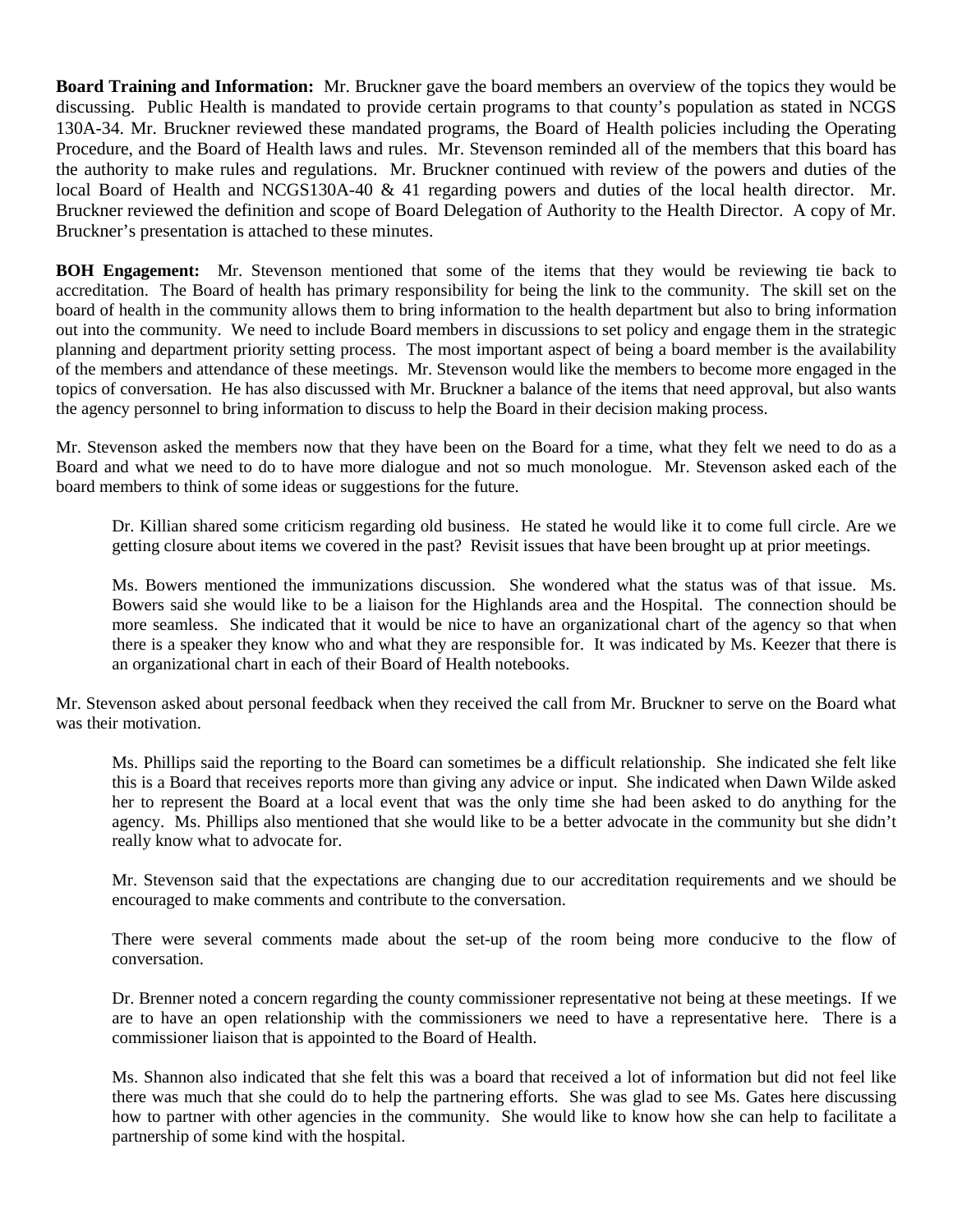**Board Training and Information:** Mr. Bruckner gave the board members an overview of the topics they would be discussing. Public Health is mandated to provide certain programs to that county's population as stated in NCGS 130A-34. Mr. Bruckner reviewed these mandated programs, the Board of Health policies including the Operating Procedure, and the Board of Health laws and rules. Mr. Stevenson reminded all of the members that this board has the authority to make rules and regulations. Mr. Bruckner continued with review of the powers and duties of the local Board of Health and NCGS130A-40 & 41 regarding powers and duties of the local health director. Mr. Bruckner reviewed the definition and scope of Board Delegation of Authority to the Health Director. A copy of Mr. Bruckner's presentation is attached to these minutes.

**BOH Engagement:** Mr. Stevenson mentioned that some of the items that they would be reviewing tie back to accreditation. The Board of health has primary responsibility for being the link to the community. The skill set on the board of health in the community allows them to bring information to the health department but also to bring information out into the community. We need to include Board members in discussions to set policy and engage them in the strategic planning and department priority setting process. The most important aspect of being a board member is the availability of the members and attendance of these meetings. Mr. Stevenson would like the members to become more engaged in the topics of conversation. He has also discussed with Mr. Bruckner a balance of the items that need approval, but also wants the agency personnel to bring information to discuss to help the Board in their decision making process.

Mr. Stevenson asked the members now that they have been on the Board for a time, what they felt we need to do as a Board and what we need to do to have more dialogue and not so much monologue. Mr. Stevenson asked each of the board members to think of some ideas or suggestions for the future.

> Dr. Killian shared some criticism regarding old business. He stated he would like it to come full circle. Are we getting closure about items we covered in the past? Revisit issues that have been brought up at prior meetings.
>
> Ms. Bowers mentioned the immunizations discussion. She wondered what the status was of that issue. Ms. Bowers said she would like to be a liaison for the Highlands area and the Hospital. The connection should be more seamless. She indicated that it would be nice to have an organizational chart of the agency so that when there is a speaker they know who and what they are responsible for. It was indicated by Ms. Keezer that there is an organizational chart in each of their Board of Health notebooks.

Mr. Stevenson asked about personal feedback when they received the call from Mr. Bruckner to serve on the Board what was their motivation.

> Ms. Phillips said the reporting to the Board can sometimes be a difficult relationship. She indicated she felt like this is a Board that receives reports more than giving any advice or input. She indicated when Dawn Wilde asked her to represent the Board at a local event that was the only time she had been asked to do anything for the agency. Ms. Phillips also mentioned that she would like to be a better advocate in the community but she didn't really know what to advocate for.
>
> Mr. Stevenson said that the expectations are changing due to our accreditation requirements and we should be encouraged to make comments and contribute to the conversation.
>
> There were several comments made about the set-up of the room being more conducive to the flow of conversation.
>
> Dr. Brenner noted a concern regarding the county commissioner representative not being at these meetings. If we are to have an open relationship with the commissioners we need to have a representative here. There is a commissioner liaison that is appointed to the Board of Health.
>
> Ms. Shannon also indicated that she felt this was a board that received a lot of information but did not feel like there was much that she could do to help the partnering efforts. She was glad to see Ms. Gates here discussing how to partner with other agencies in the community. She would like to know how she can help to facilitate a partnership of some kind with the hospital.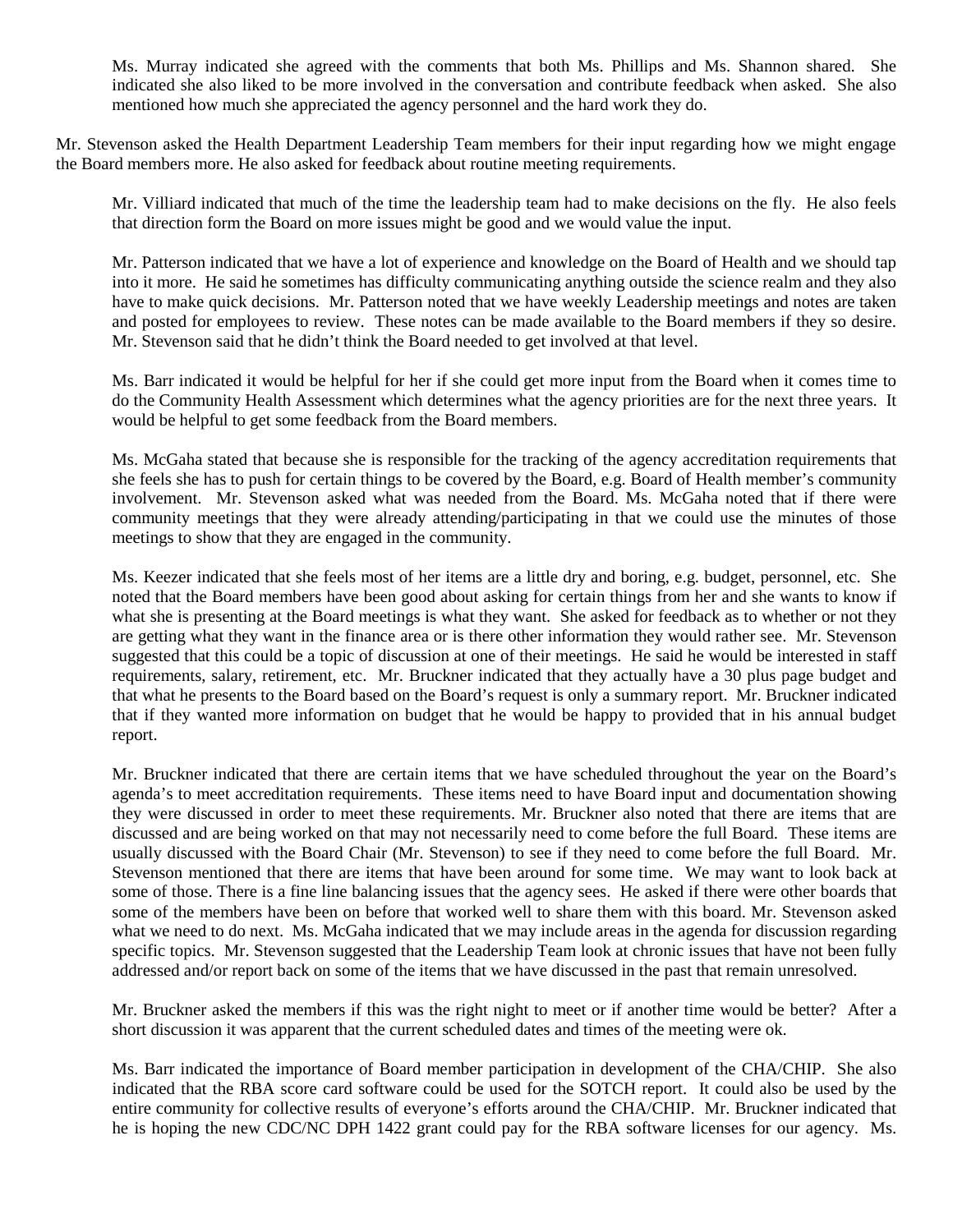Ms. Murray indicated she agreed with the comments that both Ms. Phillips and Ms. Shannon shared. She indicated she also liked to be more involved in the conversation and contribute feedback when asked. She also mentioned how much she appreciated the agency personnel and the hard work they do.

Mr. Stevenson asked the Health Department Leadership Team members for their input regarding how we might engage the Board members more. He also asked for feedback about routine meeting requirements.

Mr. Villiard indicated that much of the time the leadership team had to make decisions on the fly. He also feels that direction form the Board on more issues might be good and we would value the input.

Mr. Patterson indicated that we have a lot of experience and knowledge on the Board of Health and we should tap into it more. He said he sometimes has difficulty communicating anything outside the science realm and they also have to make quick decisions. Mr. Patterson noted that we have weekly Leadership meetings and notes are taken and posted for employees to review. These notes can be made available to the Board members if they so desire. Mr. Stevenson said that he didn't think the Board needed to get involved at that level.

Ms. Barr indicated it would be helpful for her if she could get more input from the Board when it comes time to do the Community Health Assessment which determines what the agency priorities are for the next three years. It would be helpful to get some feedback from the Board members.

Ms. McGaha stated that because she is responsible for the tracking of the agency accreditation requirements that she feels she has to push for certain things to be covered by the Board, e.g. Board of Health member's community involvement. Mr. Stevenson asked what was needed from the Board. Ms. McGaha noted that if there were community meetings that they were already attending/participating in that we could use the minutes of those meetings to show that they are engaged in the community.

Ms. Keezer indicated that she feels most of her items are a little dry and boring, e.g. budget, personnel, etc. She noted that the Board members have been good about asking for certain things from her and she wants to know if what she is presenting at the Board meetings is what they want. She asked for feedback as to whether or not they are getting what they want in the finance area or is there other information they would rather see. Mr. Stevenson suggested that this could be a topic of discussion at one of their meetings. He said he would be interested in staff requirements, salary, retirement, etc. Mr. Bruckner indicated that they actually have a 30 plus page budget and that what he presents to the Board based on the Board's request is only a summary report. Mr. Bruckner indicated that if they wanted more information on budget that he would be happy to provided that in his annual budget report.

Mr. Bruckner indicated that there are certain items that we have scheduled throughout the year on the Board's agenda's to meet accreditation requirements. These items need to have Board input and documentation showing they were discussed in order to meet these requirements. Mr. Bruckner also noted that there are items that are discussed and are being worked on that may not necessarily need to come before the full Board. These items are usually discussed with the Board Chair (Mr. Stevenson) to see if they need to come before the full Board. Mr. Stevenson mentioned that there are items that have been around for some time. We may want to look back at some of those. There is a fine line balancing issues that the agency sees. He asked if there were other boards that some of the members have been on before that worked well to share them with this board. Mr. Stevenson asked what we need to do next. Ms. McGaha indicated that we may include areas in the agenda for discussion regarding specific topics. Mr. Stevenson suggested that the Leadership Team look at chronic issues that have not been fully addressed and/or report back on some of the items that we have discussed in the past that remain unresolved.

Mr. Bruckner asked the members if this was the right night to meet or if another time would be better? After a short discussion it was apparent that the current scheduled dates and times of the meeting were ok.

Ms. Barr indicated the importance of Board member participation in development of the CHA/CHIP. She also indicated that the RBA score card software could be used for the SOTCH report. It could also be used by the entire community for collective results of everyone's efforts around the CHA/CHIP. Mr. Bruckner indicated that he is hoping the new CDC/NC DPH 1422 grant could pay for the RBA software licenses for our agency. Ms.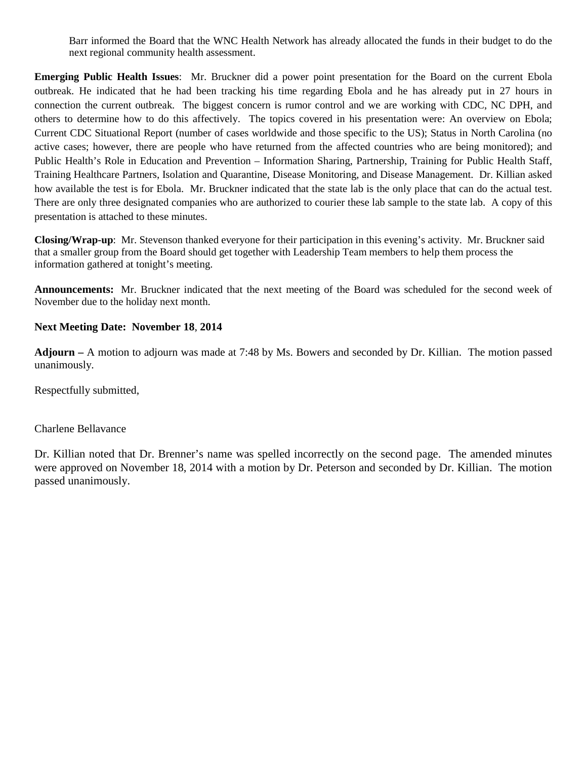Barr informed the Board that the WNC Health Network has already allocated the funds in their budget to do the next regional community health assessment.

**Emerging Public Health Issues**: Mr. Bruckner did a power point presentation for the Board on the current Ebola outbreak. He indicated that he had been tracking his time regarding Ebola and he has already put in 27 hours in connection the current outbreak. The biggest concern is rumor control and we are working with CDC, NC DPH, and others to determine how to do this affectively. The topics covered in his presentation were: An overview on Ebola; Current CDC Situational Report (number of cases worldwide and those specific to the US); Status in North Carolina (no active cases; however, there are people who have returned from the affected countries who are being monitored); and Public Health's Role in Education and Prevention – Information Sharing, Partnership, Training for Public Health Staff, Training Healthcare Partners, Isolation and Quarantine, Disease Monitoring, and Disease Management. Dr. Killian asked how available the test is for Ebola. Mr. Bruckner indicated that the state lab is the only place that can do the actual test. There are only three designated companies who are authorized to courier these lab sample to the state lab. A copy of this presentation is attached to these minutes.

**Closing/Wrap-up**: Mr. Stevenson thanked everyone for their participation in this evening's activity. Mr. Bruckner said that a smaller group from the Board should get together with Leadership Team members to help them process the information gathered at tonight's meeting.

**Announcements:** Mr. Bruckner indicated that the next meeting of the Board was scheduled for the second week of November due to the holiday next month.

**Next Meeting Date: November 18, 2014**

**Adjourn –** A motion to adjourn was made at 7:48 by Ms. Bowers and seconded by Dr. Killian. The motion passed unanimously.

Respectfully submitted,

Charlene Bellavance

Dr. Killian noted that Dr. Brenner's name was spelled incorrectly on the second page. The amended minutes were approved on November 18, 2014 with a motion by Dr. Peterson and seconded by Dr. Killian. The motion passed unanimously.